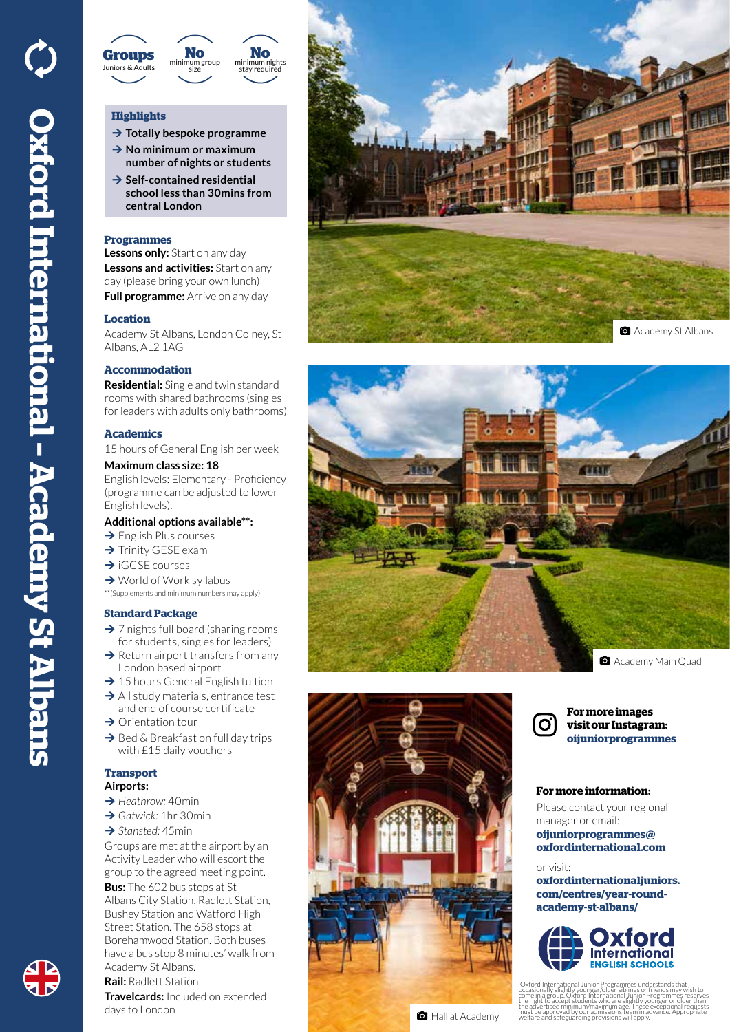# Oxford International - Academy St Albans

**Groups** Juniors & Adults | **No** minimum group size | **No** minimum nights stay required

### Highlights

- → Totally bespoke programme
- → No minimum or maximum number of nights or students
- → Self-contained residential school less than 30mins from central London

### Programmes

**Lessons only:** Start on any day
**Lessons and activities:** Start on any day (please bring your own lunch)
**Full programme:** Arrive on any day

### Location

Academy St Albans, London Colney, St Albans, AL2 1AG

### Accommodation

**Residential:** Single and twin standard rooms with shared bathrooms (singles for leaders with adults only bathrooms)

### Academics

15 hours of General English per week

**Maximum class size: 18**

English levels: Elementary - Proficiency (programme can be adjusted to lower English levels).

**Additional options available\*\*:**

- → English Plus courses
- → Trinity GESE exam
- → iGCSE courses
- → World of Work syllabus

\*\*(Supplements and minimum numbers may apply)

### Standard Package

- → 7 nights full board (sharing rooms for students, singles for leaders)
- → Return airport transfers from any London based airport
- → 15 hours General English tuition
- → All study materials, entrance test and end of course certificate
- → Orientation tour
- → Bed & Breakfast on full day trips with £15 daily vouchers

### Transport

**Airports:**

- → *Heathrow:* 40min
- → *Gatwick:* 1hr 30min
- → *Stansted:* 45min

Groups are met at the airport by an Activity Leader who will escort the group to the agreed meeting point.

**Bus:** The 602 bus stops at St Albans City Station, Radlett Station, Bushey Station and Watford High Street Station. The 658 stops at Borehamwood Station. Both buses have a bus stop 8 minutes' walk from Academy St Albans.

**Rail:** Radlett Station

**Travelcards:** Included on extended days to London

Academy St Albans

Academy Main Quad

Hall at Academy

**For more images visit our Instagram: oijuniorprogrammes**

**For more information:**

Please contact your regional manager or email:
**oijuniorprogrammes@oxfordinternational.com**

or visit:
**oxfordinternationaljuniors.com/centres/year-round-academy-st-albans/**

Oxford International ENGLISH SCHOOLS

\*Oxford International Junior Programmes understands that occasionally slightly younger/older siblings or friends may wish to come in a group. Oxford International Junior Programmes reserves the right to accept students who are slightly younger or older than the advertised minimum/maximum age. These exceptional requests must be approved by our admissions team in advance. Appropriate welfare and safeguarding provisions will apply.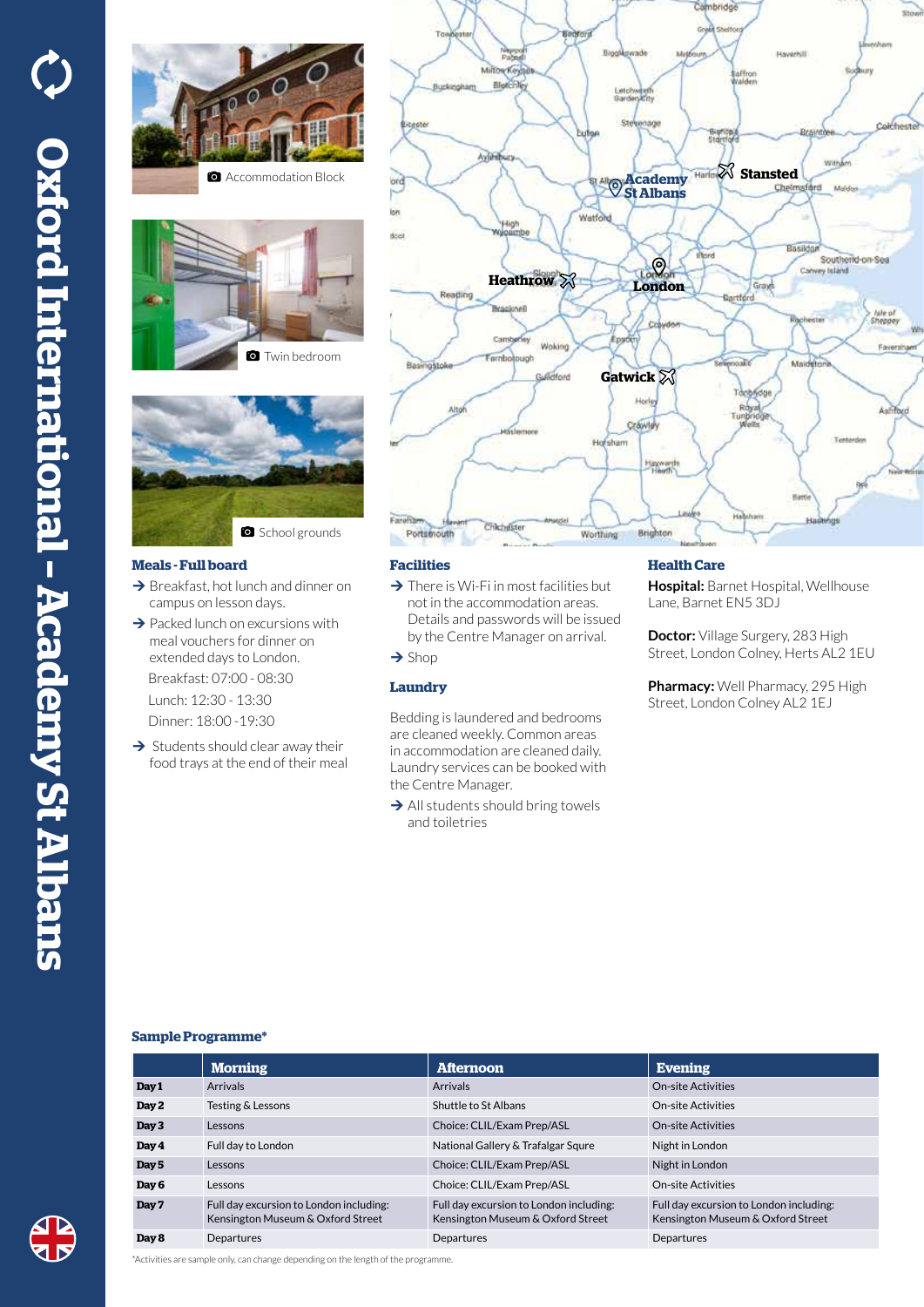# Oxford International - Academy St Albans

Accommodation Block

Twin bedroom

School grounds

Academy St Albans

Stansted

Heathrow

London

Gatwick

### Meals - Full board

- → Breakfast, hot lunch and dinner on campus on lesson days.
- → Packed lunch on excursions with meal vouchers for dinner on extended days to London.

  Breakfast: 07:00 - 08:30

  Lunch: 12:30 - 13:30

  Dinner: 18:00 -19:30
- → Students should clear away their food trays at the end of their meal

### Facilities

- → There is Wi-Fi in most facilities but not in the accommodation areas. Details and passwords will be issued by the Centre Manager on arrival.
- → Shop

### Laundry

Bedding is laundered and bedrooms are cleaned weekly. Common areas in accommodation are cleaned daily. Laundry services can be booked with the Centre Manager.

- → All students should bring towels and toiletries

### Health Care

**Hospital:** Barnet Hospital, Wellhouse Lane, Barnet EN5 3DJ

**Doctor:** Village Surgery, 283 High Street, London Colney, Herts AL2 1EU

**Pharmacy:** Well Pharmacy, 295 High Street, London Colney AL2 1EJ

### Sample Programme*

| | Morning | Afternoon | Evening |
|---|---|---|---|
| **Day 1** | Arrivals | Arrivals | On-site Activities |
| **Day 2** | Testing & Lessons | Shuttle to St Albans | On-site Activities |
| **Day 3** | Lessons | Choice: CLIL/Exam Prep/ASL | On-site Activities |
| **Day 4** | Full day to London | National Gallery & Trafalgar Squre | Night in London |
| **Day 5** | Lessons | Choice: CLIL/Exam Prep/ASL | Night in London |
| **Day 6** | Lessons | Choice: CLIL/Exam Prep/ASL | On-site Activities |
| **Day 7** | Full day excursion to London including: Kensington Museum & Oxford Street | Full day excursion to London including: Kensington Museum & Oxford Street | Full day excursion to London including: Kensington Museum & Oxford Street |
| **Day 8** | Departures | Departures | Departures |

*Activities are sample only, can change depending on the length of the programme.